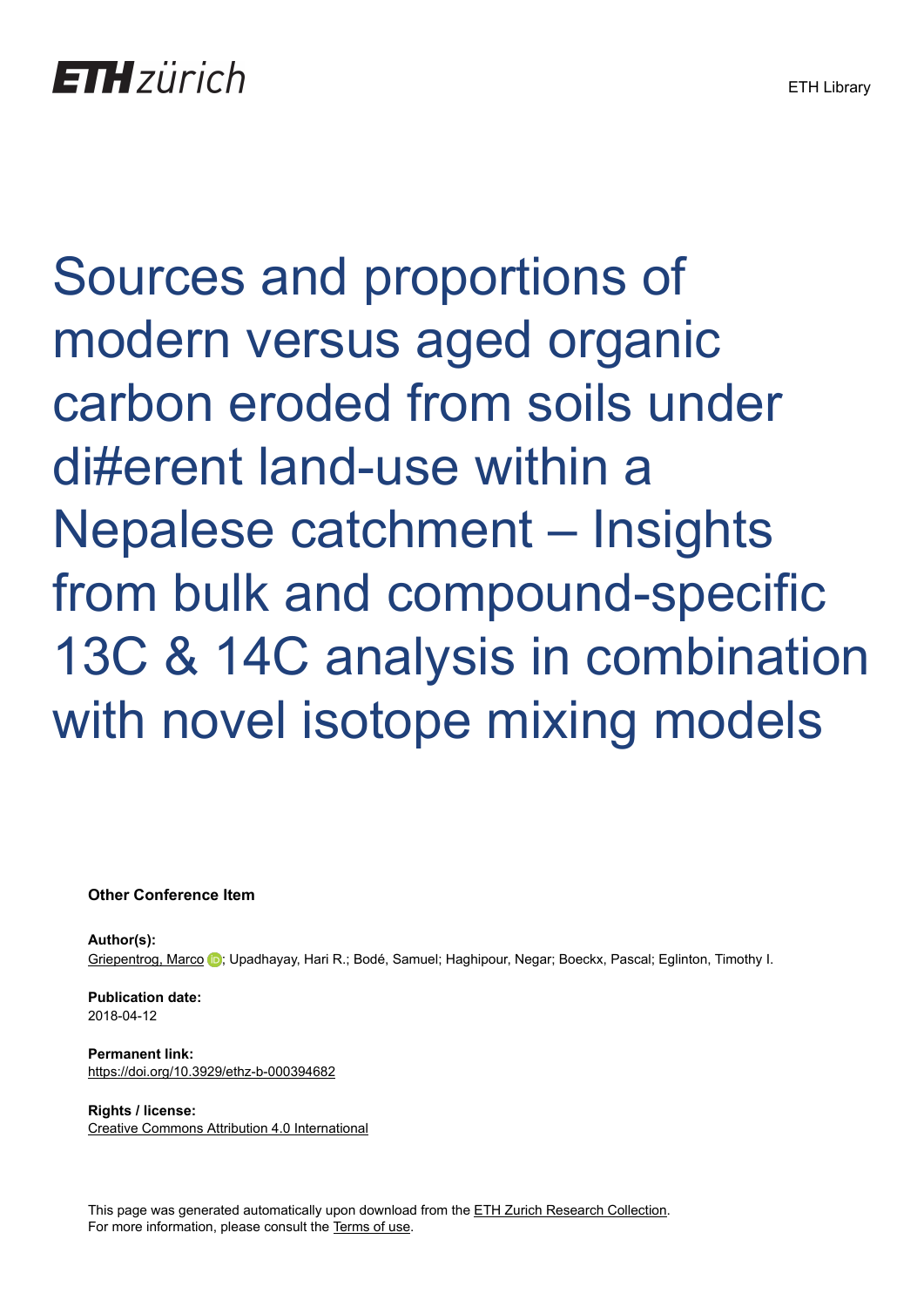ETH zürich

ETH Library

# Sources and proportions of modern versus aged organic carbon eroded from soils under di#erent land-use within a Nepalese catchment – Insights from bulk and compound-specific 13C & 14C analysis in combination with novel isotope mixing models

**Other Conference Item**

**Author(s):**
Griepentrog, Marco; Upadhayay, Hari R.; Bodé, Samuel; Haghipour, Negar; Boeckx, Pascal; Eglinton, Timothy I.

**Publication date:**
2018-04-12

**Permanent link:**
https://doi.org/10.3929/ethz-b-000394682

**Rights / license:**
Creative Commons Attribution 4.0 International

This page was generated automatically upon download from the ETH Zurich Research Collection.
For more information, please consult the Terms of use.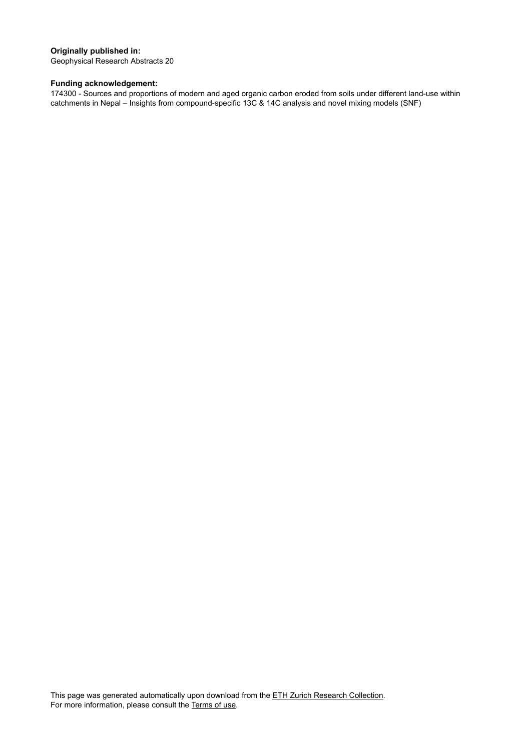**Originally published in:**
Geophysical Research Abstracts 20

**Funding acknowledgement:**
174300 - Sources and proportions of modern and aged organic carbon eroded from soils under different land-use within catchments in Nepal – Insights from compound-specific 13C & 14C analysis and novel mixing models (SNF)

This page was generated automatically upon download from the ETH Zurich Research Collection.
For more information, please consult the Terms of use.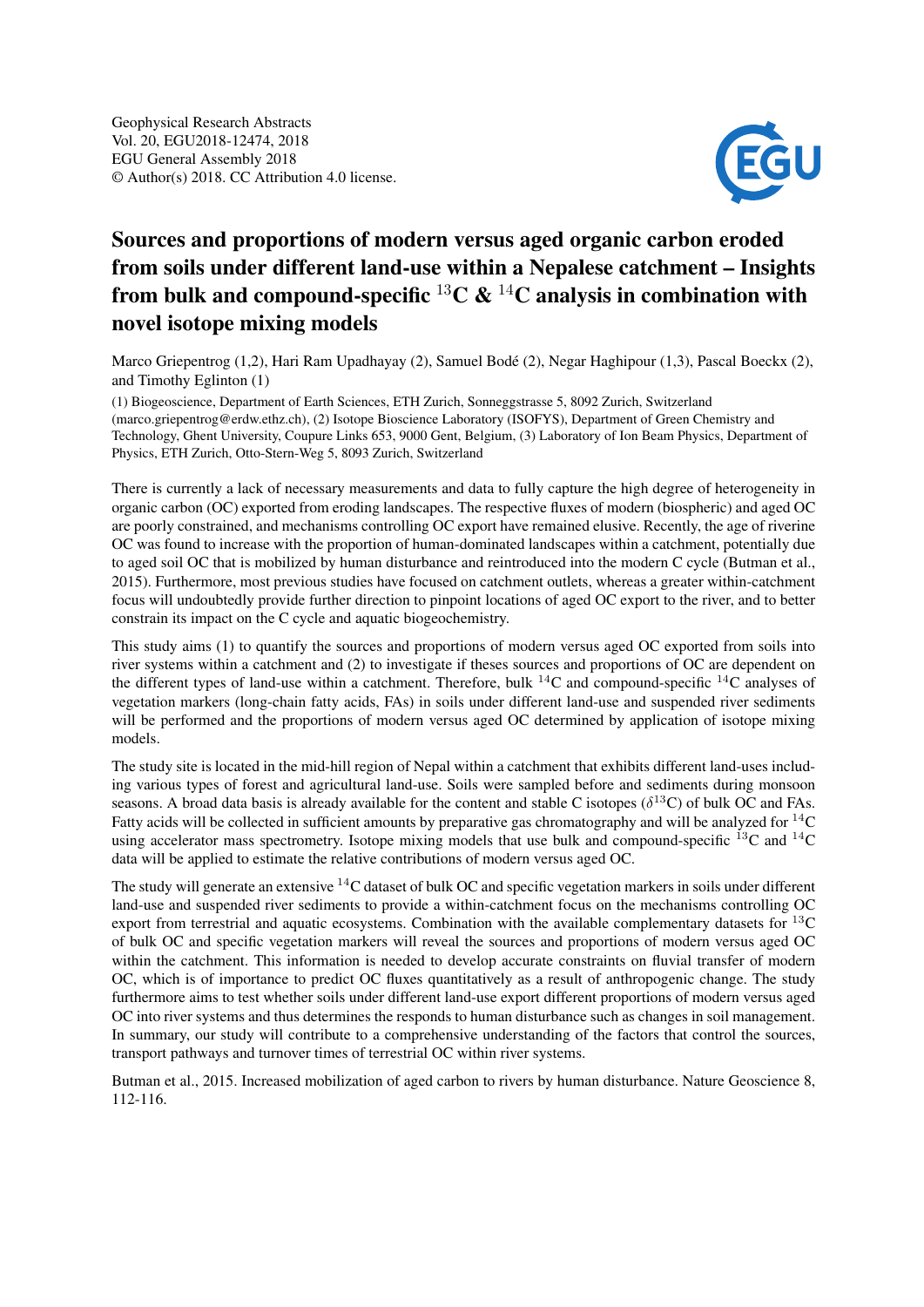Geophysical Research Abstracts
Vol. 20, EGU2018-12474, 2018
EGU General Assembly 2018
© Author(s) 2018. CC Attribution 4.0 license.

# Sources and proportions of modern versus aged organic carbon eroded from soils under different land-use within a Nepalese catchment – Insights from bulk and compound-specific $^{13}$C & $^{14}$C analysis in combination with novel isotope mixing models

Marco Griepentrog (1,2), Hari Ram Upadhayay (2), Samuel Bodé (2), Negar Haghipour (1,3), Pascal Boeckx (2), and Timothy Eglinton (1)

(1) Biogeoscience, Department of Earth Sciences, ETH Zurich, Sonneggstrasse 5, 8092 Zurich, Switzerland (marco.griepentrog@erdw.ethz.ch), (2) Isotope Bioscience Laboratory (ISOFYS), Department of Green Chemistry and Technology, Ghent University, Coupure Links 653, 9000 Gent, Belgium, (3) Laboratory of Ion Beam Physics, Department of Physics, ETH Zurich, Otto-Stern-Weg 5, 8093 Zurich, Switzerland

There is currently a lack of necessary measurements and data to fully capture the high degree of heterogeneity in organic carbon (OC) exported from eroding landscapes. The respective fluxes of modern (biospheric) and aged OC are poorly constrained, and mechanisms controlling OC export have remained elusive. Recently, the age of riverine OC was found to increase with the proportion of human-dominated landscapes within a catchment, potentially due to aged soil OC that is mobilized by human disturbance and reintroduced into the modern C cycle (Butman et al., 2015). Furthermore, most previous studies have focused on catchment outlets, whereas a greater within-catchment focus will undoubtedly provide further direction to pinpoint locations of aged OC export to the river, and to better constrain its impact on the C cycle and aquatic biogeochemistry.

This study aims (1) to quantify the sources and proportions of modern versus aged OC exported from soils into river systems within a catchment and (2) to investigate if theses sources and proportions of OC are dependent on the different types of land-use within a catchment. Therefore, bulk $^{14}$C and compound-specific $^{14}$C analyses of vegetation markers (long-chain fatty acids, FAs) in soils under different land-use and suspended river sediments will be performed and the proportions of modern versus aged OC determined by application of isotope mixing models.

The study site is located in the mid-hill region of Nepal within a catchment that exhibits different land-uses including various types of forest and agricultural land-use. Soils were sampled before and sediments during monsoon seasons. A broad data basis is already available for the content and stable C isotopes ($\delta^{13}$C) of bulk OC and FAs. Fatty acids will be collected in sufficient amounts by preparative gas chromatography and will be analyzed for $^{14}$C using accelerator mass spectrometry. Isotope mixing models that use bulk and compound-specific $^{13}$C and $^{14}$C data will be applied to estimate the relative contributions of modern versus aged OC.

The study will generate an extensive $^{14}$C dataset of bulk OC and specific vegetation markers in soils under different land-use and suspended river sediments to provide a within-catchment focus on the mechanisms controlling OC export from terrestrial and aquatic ecosystems. Combination with the available complementary datasets for $^{13}$C of bulk OC and specific vegetation markers will reveal the sources and proportions of modern versus aged OC within the catchment. This information is needed to develop accurate constraints on fluvial transfer of modern OC, which is of importance to predict OC fluxes quantitatively as a result of anthropogenic change. The study furthermore aims to test whether soils under different land-use export different proportions of modern versus aged OC into river systems and thus determines the responds to human disturbance such as changes in soil management. In summary, our study will contribute to a comprehensive understanding of the factors that control the sources, transport pathways and turnover times of terrestrial OC within river systems.

Butman et al., 2015. Increased mobilization of aged carbon to rivers by human disturbance. Nature Geoscience 8, 112-116.